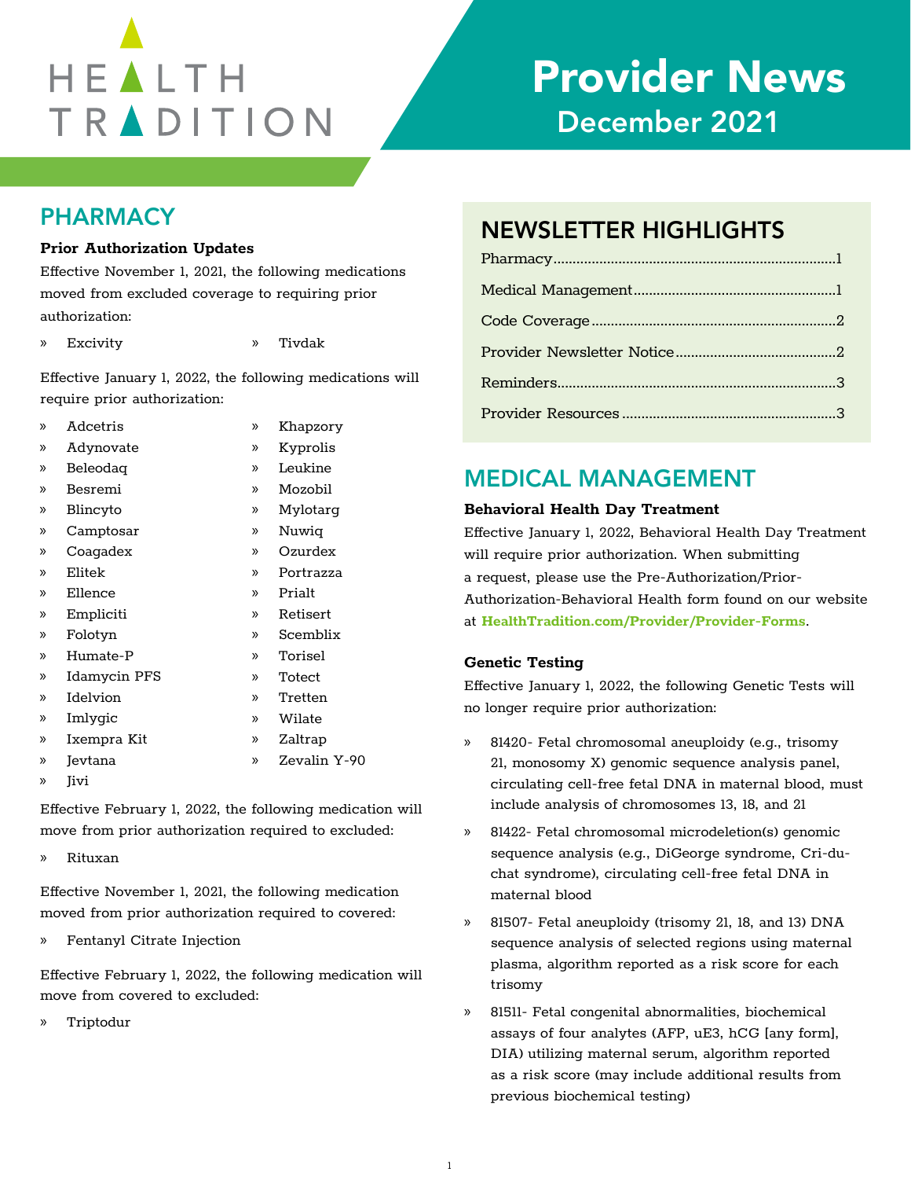# HEALTH TRADITION

# Provider News
## December 2021

## PHARMACY

**Prior Authorization Updates**

Effective November 1, 2021, the following medications moved from excluded coverage to requiring prior authorization:

- Excivity
- Tivdak

Effective January 1, 2022, the following medications will require prior authorization:

- Adcetris
- Adynovate
- Beleodaq
- Besremi
- Blincyto
- Camptosar
- Coagadex
- Elitek
- Ellence
- Empliciti
- Folotyn
- Humate-P
- Idamycin PFS
- Idelvion
- Imlygic
- Ixempra Kit
- Jevtana
- Jivi
- Khapzory
- Kyprolis
- Leukine
- Mozobil
- Mylotarg
- Nuwiq
- Ozurdex
- Portrazza
- Prialt
- Retisert
- Scemblix
- Torisel
- Totect
- Tretten
- Wilate
- Zaltrap
- Zevalin Y-90

Effective February 1, 2022, the following medication will move from prior authorization required to excluded:

- Rituxan

Effective November 1, 2021, the following medication moved from prior authorization required to covered:

- Fentanyl Citrate Injection

Effective February 1, 2022, the following medication will move from covered to excluded:

- Triptodur

## NEWSLETTER HIGHLIGHTS

Pharmacy.........1
Medical Management.........1
Code Coverage.........2
Provider Newsletter Notice.........2
Reminders.........3
Provider Resources.........3

## MEDICAL MANAGEMENT

**Behavioral Health Day Treatment**

Effective January 1, 2022, Behavioral Health Day Treatment will require prior authorization. When submitting a request, please use the Pre-Authorization/Prior-Authorization-Behavioral Health form found on our website at **HealthTradition.com/Provider/Provider-Forms**.

**Genetic Testing**

Effective January 1, 2022, the following Genetic Tests will no longer require prior authorization:

- 81420- Fetal chromosomal aneuploidy (e.g., trisomy 21, monosomy X) genomic sequence analysis panel, circulating cell-free fetal DNA in maternal blood, must include analysis of chromosomes 13, 18, and 21
- 81422- Fetal chromosomal microdeletion(s) genomic sequence analysis (e.g., DiGeorge syndrome, Cri-du-chat syndrome), circulating cell-free fetal DNA in maternal blood
- 81507- Fetal aneuploidy (trisomy 21, 18, and 13) DNA sequence analysis of selected regions using maternal plasma, algorithm reported as a risk score for each trisomy
- 81511- Fetal congenital abnormalities, biochemical assays of four analytes (AFP, uE3, hCG [any form], DIA) utilizing maternal serum, algorithm reported as a risk score (may include additional results from previous biochemical testing)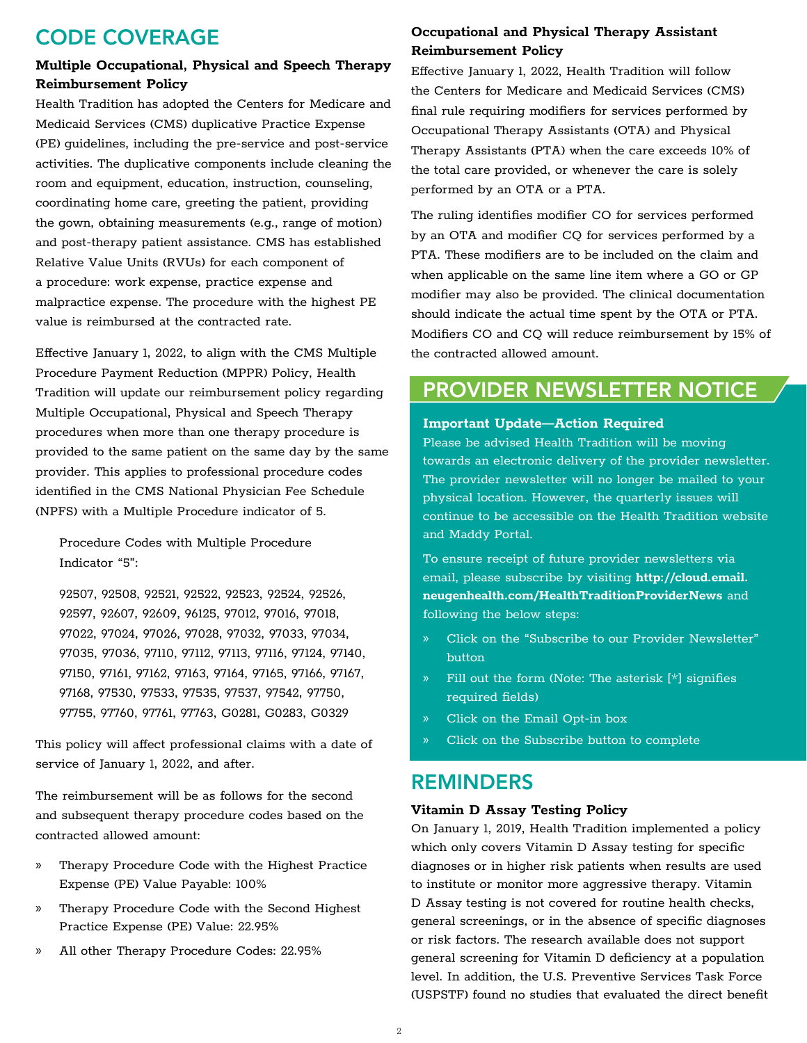# CODE COVERAGE

### Multiple Occupational, Physical and Speech Therapy Reimbursement Policy

Health Tradition has adopted the Centers for Medicare and Medicaid Services (CMS) duplicative Practice Expense (PE) guidelines, including the pre-service and post-service activities. The duplicative components include cleaning the room and equipment, education, instruction, counseling, coordinating home care, greeting the patient, providing the gown, obtaining measurements (e.g., range of motion) and post-therapy patient assistance. CMS has established Relative Value Units (RVUs) for each component of a procedure: work expense, practice expense and malpractice expense. The procedure with the highest PE value is reimbursed at the contracted rate.

Effective January 1, 2022, to align with the CMS Multiple Procedure Payment Reduction (MPPR) Policy, Health Tradition will update our reimbursement policy regarding Multiple Occupational, Physical and Speech Therapy procedures when more than one therapy procedure is provided to the same patient on the same day by the same provider. This applies to professional procedure codes identified in the CMS National Physician Fee Schedule (NPFS) with a Multiple Procedure indicator of 5.

> Procedure Codes with Multiple Procedure Indicator “5”:
>
> 92507, 92508, 92521, 92522, 92523, 92524, 92526, 92597, 92607, 92609, 96125, 97012, 97016, 97018, 97022, 97024, 97026, 97028, 97032, 97033, 97034, 97035, 97036, 97110, 97112, 97113, 97116, 97124, 97140, 97150, 97161, 97162, 97163, 97164, 97165, 97166, 97167, 97168, 97530, 97533, 97535, 97537, 97542, 97750, 97755, 97760, 97761, 97763, G0281, G0283, G0329

This policy will affect professional claims with a date of service of January 1, 2022, and after.

The reimbursement will be as follows for the second and subsequent therapy procedure codes based on the contracted allowed amount:

- Therapy Procedure Code with the Highest Practice Expense (PE) Value Payable: 100%
- Therapy Procedure Code with the Second Highest Practice Expense (PE) Value: 22.95%
- All other Therapy Procedure Codes: 22.95%

### Occupational and Physical Therapy Assistant Reimbursement Policy

Effective January 1, 2022, Health Tradition will follow the Centers for Medicare and Medicaid Services (CMS) final rule requiring modifiers for services performed by Occupational Therapy Assistants (OTA) and Physical Therapy Assistants (PTA) when the care exceeds 10% of the total care provided, or whenever the care is solely performed by an OTA or a PTA.

The ruling identifies modifier CO for services performed by an OTA and modifier CQ for services performed by a PTA. These modifiers are to be included on the claim and when applicable on the same line item where a GO or GP modifier may also be provided. The clinical documentation should indicate the actual time spent by the OTA or PTA. Modifiers CO and CQ will reduce reimbursement by 15% of the contracted allowed amount.

# PROVIDER NEWSLETTER NOTICE

**Important Update—Action Required**

Please be advised Health Tradition will be moving towards an electronic delivery of the provider newsletter. The provider newsletter will no longer be mailed to your physical location. However, the quarterly issues will continue to be accessible on the Health Tradition website and Maddy Portal.

To ensure receipt of future provider newsletters via email, please subscribe by visiting **http://cloud.email.neugenhealth.com/HealthTraditionProviderNews** and following the below steps:

- Click on the “Subscribe to our Provider Newsletter” button
- Fill out the form (Note: The asterisk [*] signifies required fields)
- Click on the Email Opt-in box
- Click on the Subscribe button to complete

# REMINDERS

### Vitamin D Assay Testing Policy

On January 1, 2019, Health Tradition implemented a policy which only covers Vitamin D Assay testing for specific diagnoses or in higher risk patients when results are used to institute or monitor more aggressive therapy. Vitamin D Assay testing is not covered for routine health checks, general screenings, or in the absence of specific diagnoses or risk factors. The research available does not support general screening for Vitamin D deficiency at a population level. In addition, the U.S. Preventive Services Task Force (USPSTF) found no studies that evaluated the direct benefit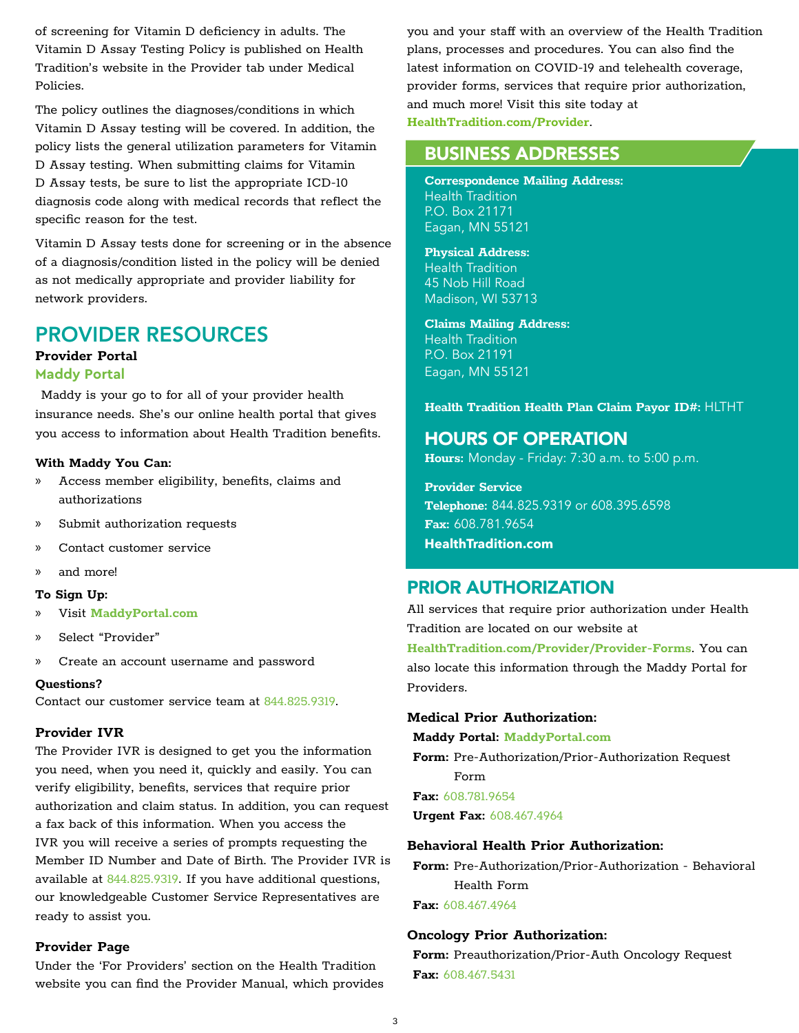of screening for Vitamin D deficiency in adults. The Vitamin D Assay Testing Policy is published on Health Tradition's website in the Provider tab under Medical Policies.

The policy outlines the diagnoses/conditions in which Vitamin D Assay testing will be covered. In addition, the policy lists the general utilization parameters for Vitamin D Assay testing. When submitting claims for Vitamin D Assay tests, be sure to list the appropriate ICD-10 diagnosis code along with medical records that reflect the specific reason for the test.

Vitamin D Assay tests done for screening or in the absence of a diagnosis/condition listed in the policy will be denied as not medically appropriate and provider liability for network providers.

## PROVIDER RESOURCES

**Provider Portal**

### Maddy Portal

Maddy is your go to for all of your provider health insurance needs. She's our online health portal that gives you access to information about Health Tradition benefits.

**With Maddy You Can:**

- Access member eligibility, benefits, claims and authorizations
- Submit authorization requests
- Contact customer service
- and more!

**To Sign Up:**

- Visit **MaddyPortal.com**
- Select "Provider"
- Create an account username and password

**Questions?**

Contact our customer service team at 844.825.9319.

### Provider IVR

The Provider IVR is designed to get you the information you need, when you need it, quickly and easily. You can verify eligibility, benefits, services that require prior authorization and claim status. In addition, you can request a fax back of this information. When you access the IVR you will receive a series of prompts requesting the Member ID Number and Date of Birth. The Provider IVR is available at 844.825.9319. If you have additional questions, our knowledgeable Customer Service Representatives are ready to assist you.

### Provider Page

Under the 'For Providers' section on the Health Tradition website you can find the Provider Manual, which provides you and your staff with an overview of the Health Tradition plans, processes and procedures. You can also find the latest information on COVID-19 and telehealth coverage, provider forms, services that require prior authorization, and much more! Visit this site today at **HealthTradition.com/Provider**.

## BUSINESS ADDRESSES

**Correspondence Mailing Address:**
Health Tradition
P.O. Box 21171
Eagan, MN 55121

**Physical Address:**
Health Tradition
45 Nob Hill Road
Madison, WI 53713

**Claims Mailing Address:**
Health Tradition
P.O. Box 21191
Eagan, MN 55121

**Health Tradition Health Plan Claim Payor ID#:** HLTHT

## HOURS OF OPERATION

**Hours:** Monday - Friday: 7:30 a.m. to 5:00 p.m.

**Provider Service**
**Telephone:** 844.825.9319 or 608.395.6598
**Fax:** 608.781.9654
**HealthTradition.com**

## PRIOR AUTHORIZATION

All services that require prior authorization under Health Tradition are located on our website at **HealthTradition.com/Provider/Provider-Forms**. You can also locate this information through the Maddy Portal for Providers.

**Medical Prior Authorization:**

**Maddy Portal: MaddyPortal.com**
**Form:** Pre-Authorization/Prior-Authorization Request Form
**Fax:** 608.781.9654
**Urgent Fax:** 608.467.4964

**Behavioral Health Prior Authorization:**

**Form:** Pre-Authorization/Prior-Authorization - Behavioral Health Form
**Fax:** 608.467.4964

**Oncology Prior Authorization:**

**Form:** Preauthorization/Prior-Auth Oncology Request
**Fax:** 608.467.5431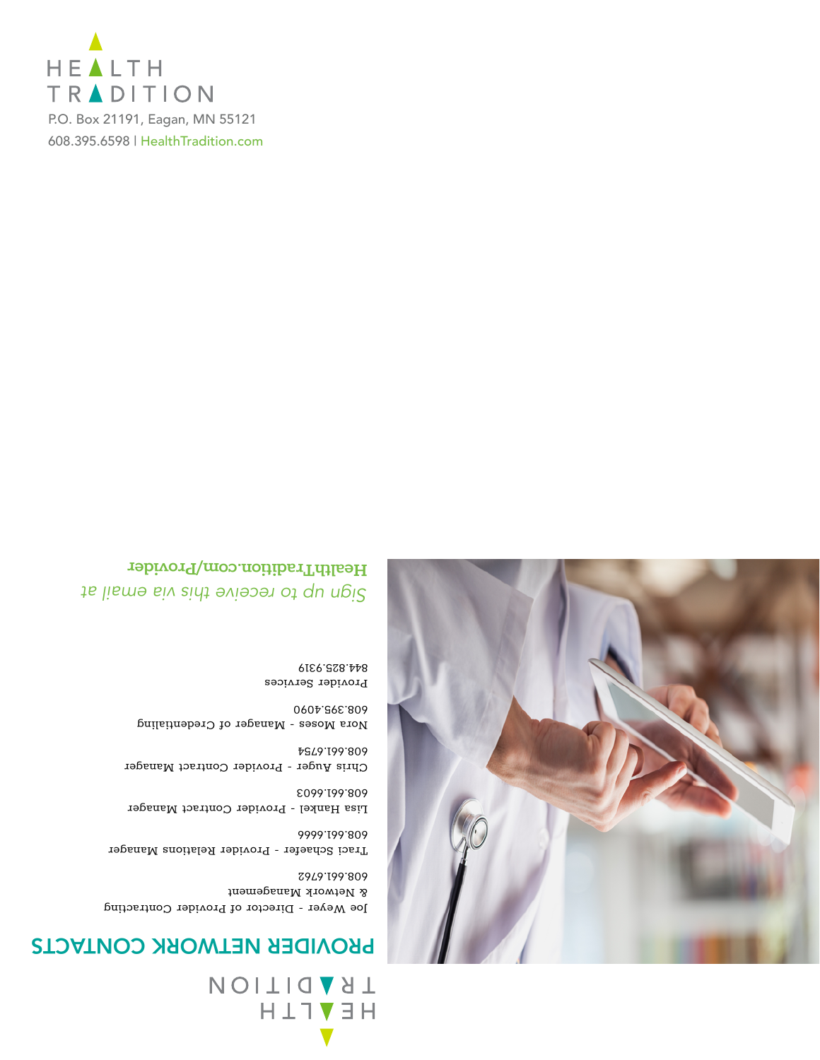HEALTH TRADITION

P.O. Box 21191, Eagan, MN 55121

608.395.6598 | HealthTradition.com

HEALTH TRADITION

## PROVIDER NETWORK CONTACTS

Joe Weyer - Director of Provider Contracting & Network Management
608.661.6762

Traci Schaefer - Provider Relations Manager
608.661.6666

Lisa Hankel - Provider Contract Manager
608.661.6603

Chris Auger - Provider Contract Manager
608.661.6754

Nora Moses - Manager of Credentialing
608.395.4090

Provider Services
844.825.9319

*Sign up to receive this via email at*

**HealthTradition.com/Provider**